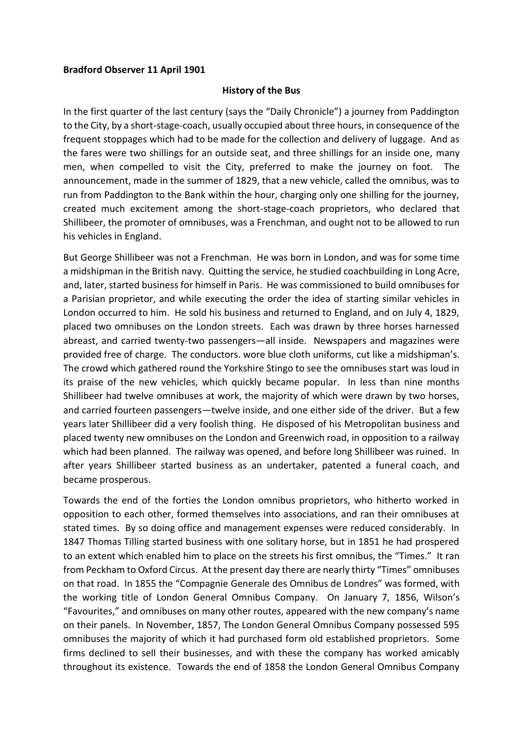**Bradford Observer 11 April 1901**

**History of the Bus**

In the first quarter of the last century (says the "Daily Chronicle") a journey from Paddington to the City, by a short-stage-coach, usually occupied about three hours, in consequence of the frequent stoppages which had to be made for the collection and delivery of luggage. And as the fares were two shillings for an outside seat, and three shillings for an inside one, many men, when compelled to visit the City, preferred to make the journey on foot. The announcement, made in the summer of 1829, that a new vehicle, called the omnibus, was to run from Paddington to the Bank within the hour, charging only one shilling for the journey, created much excitement among the short-stage-coach proprietors, who declared that Shillibeer, the promoter of omnibuses, was a Frenchman, and ought not to be allowed to run his vehicles in England.

But George Shillibeer was not a Frenchman. He was born in London, and was for some time a midshipman in the British navy. Quitting the service, he studied coachbuilding in Long Acre, and, later, started business for himself in Paris. He was commissioned to build omnibuses for a Parisian proprietor, and while executing the order the idea of starting similar vehicles in London occurred to him. He sold his business and returned to England, and on July 4, 1829, placed two omnibuses on the London streets. Each was drawn by three horses harnessed abreast, and carried twenty-two passengers—all inside. Newspapers and magazines were provided free of charge. The conductors. wore blue cloth uniforms, cut like a midshipman's. The crowd which gathered round the Yorkshire Stingo to see the omnibuses start was loud in its praise of the new vehicles, which quickly became popular. In less than nine months Shillibeer had twelve omnibuses at work, the majority of which were drawn by two horses, and carried fourteen passengers—twelve inside, and one either side of the driver. But a few years later Shillibeer did a very foolish thing. He disposed of his Metropolitan business and placed twenty new omnibuses on the London and Greenwich road, in opposition to a railway which had been planned. The railway was opened, and before long Shillibeer was ruined. In after years Shillibeer started business as an undertaker, patented a funeral coach, and became prosperous.

Towards the end of the forties the London omnibus proprietors, who hitherto worked in opposition to each other, formed themselves into associations, and ran their omnibuses at stated times. By so doing office and management expenses were reduced considerably. In 1847 Thomas Tilling started business with one solitary horse, but in 1851 he had prospered to an extent which enabled him to place on the streets his first omnibus, the "Times." It ran from Peckham to Oxford Circus. At the present day there are nearly thirty "Times" omnibuses on that road. In 1855 the "Compagnie Generale des Omnibus de Londres" was formed, with the working title of London General Omnibus Company. On January 7, 1856, Wilson's "Favourites," and omnibuses on many other routes, appeared with the new company's name on their panels. In November, 1857, The London General Omnibus Company possessed 595 omnibuses the majority of which it had purchased form old established proprietors. Some firms declined to sell their businesses, and with these the company has worked amicably throughout its existence. Towards the end of 1858 the London General Omnibus Company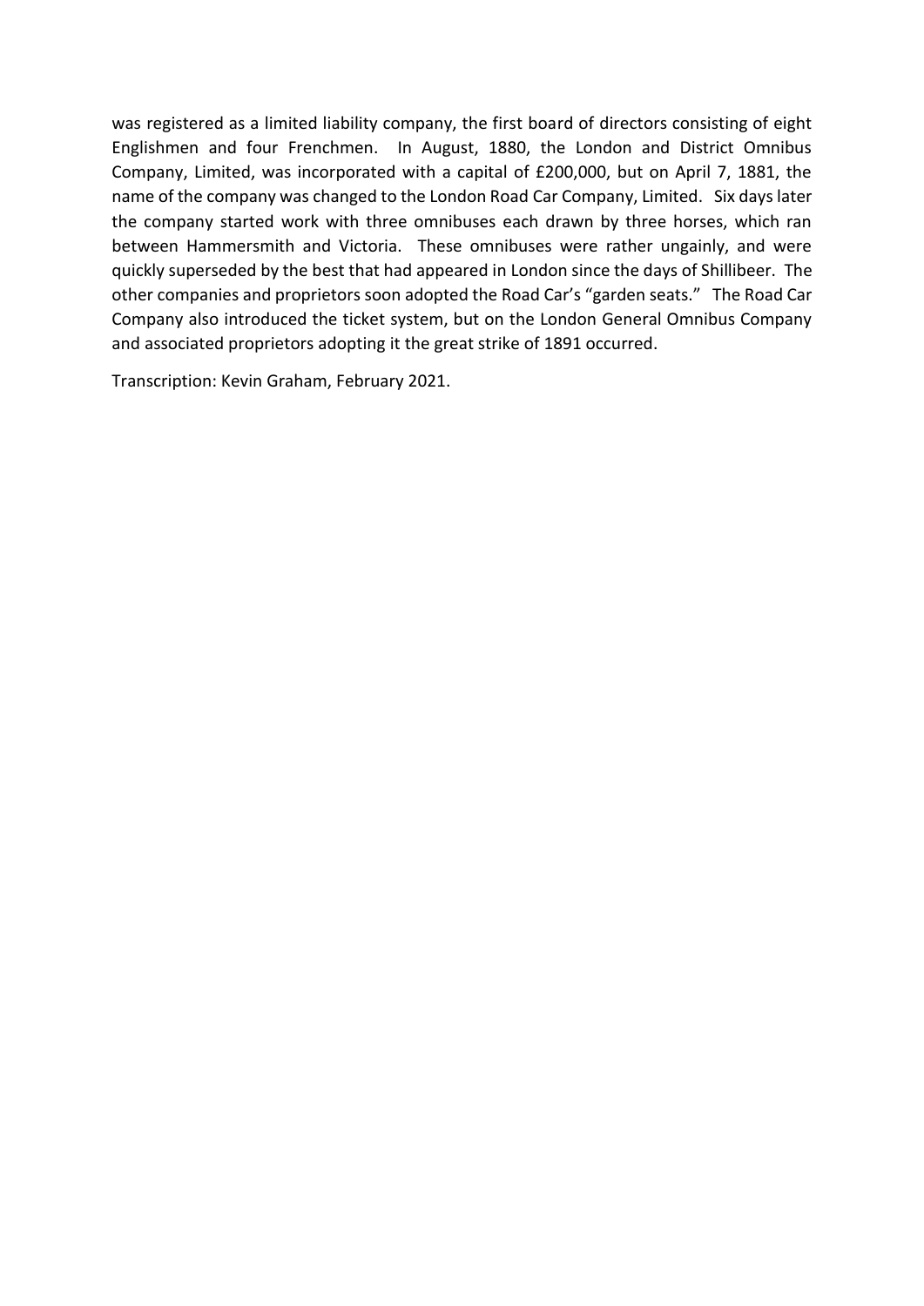was registered as a limited liability company, the first board of directors consisting of eight Englishmen and four Frenchmen. In August, 1880, the London and District Omnibus Company, Limited, was incorporated with a capital of £200,000, but on April 7, 1881, the name of the company was changed to the London Road Car Company, Limited. Six days later the company started work with three omnibuses each drawn by three horses, which ran between Hammersmith and Victoria. These omnibuses were rather ungainly, and were quickly superseded by the best that had appeared in London since the days of Shillibeer. The other companies and proprietors soon adopted the Road Car's "garden seats." The Road Car Company also introduced the ticket system, but on the London General Omnibus Company and associated proprietors adopting it the great strike of 1891 occurred.

Transcription: Kevin Graham, February 2021.